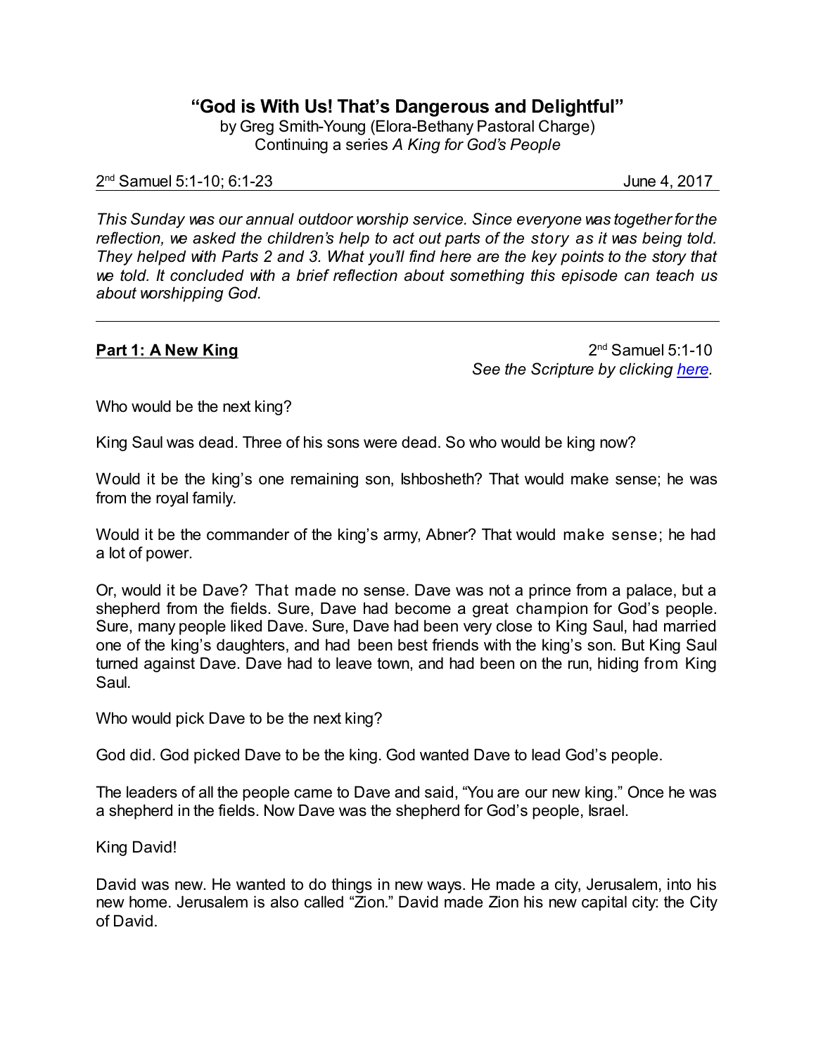# "God is With Us! That's Dangerous and Delightful"

by Greg Smith-Young (Elora-Bethany Pastoral Charge)
Continuing a series *A King for God's People*

2nd Samuel 5:1-10; 6:1-23 June 4, 2017

*This Sunday was our annual outdoor worship service. Since everyone was together for the reflection, we asked the children's help to act out parts of the story as it was being told. They helped with Parts 2 and 3. What you'll find here are the key points to the story that we told. It concluded with a brief reflection about something this episode can teach us about worshipping God.*

---

**Part 1: A New King**

2nd Samuel 5:1-10
*See the Scripture by clicking here.*

Who would be the next king?

King Saul was dead. Three of his sons were dead. So who would be king now?

Would it be the king's one remaining son, Ishbosheth? That would make sense; he was from the royal family.

Would it be the commander of the king's army, Abner? That would make sense; he had a lot of power.

Or, would it be Dave? That made no sense. Dave was not a prince from a palace, but a shepherd from the fields. Sure, Dave had become a great champion for God's people. Sure, many people liked Dave. Sure, Dave had been very close to King Saul, had married one of the king's daughters, and had been best friends with the king's son. But King Saul turned against Dave. Dave had to leave town, and had been on the run, hiding from King Saul.

Who would pick Dave to be the next king?

God did. God picked Dave to be the king. God wanted Dave to lead God's people.

The leaders of all the people came to Dave and said, "You are our new king." Once he was a shepherd in the fields. Now Dave was the shepherd for God's people, Israel.

King David!

David was new. He wanted to do things in new ways. He made a city, Jerusalem, into his new home. Jerusalem is also called "Zion." David made Zion his new capital city: the City of David.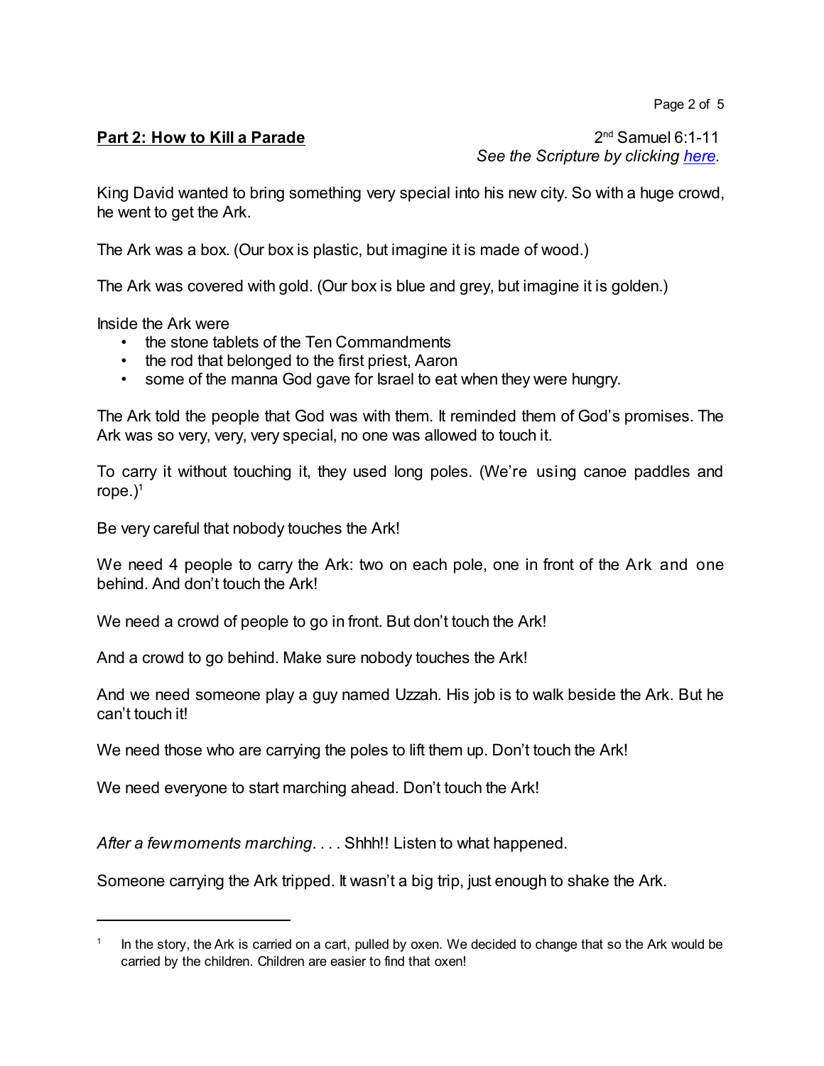**Part 2: How to Kill a Parade**

2nd Samuel 6:1-11
*See the Scripture by clicking here.*

King David wanted to bring something very special into his new city. So with a huge crowd, he went to get the Ark.

The Ark was a box. (Our box is plastic, but imagine it is made of wood.)

The Ark was covered with gold. (Our box is blue and grey, but imagine it is golden.)

Inside the Ark were

- the stone tablets of the Ten Commandments
- the rod that belonged to the first priest, Aaron
- some of the manna God gave for Israel to eat when they were hungry.

The Ark told the people that God was with them. It reminded them of God's promises. The Ark was so very, very, very special, no one was allowed to touch it.

To carry it without touching it, they used long poles. (We're using canoe paddles and rope.)[1]

Be very careful that nobody touches the Ark!

We need 4 people to carry the Ark: two on each pole, one in front of the Ark and one behind. And don't touch the Ark!

We need a crowd of people to go in front. But don't touch the Ark!

And a crowd to go behind. Make sure nobody touches the Ark!

And we need someone play a guy named Uzzah. His job is to walk beside the Ark. But he can't touch it!

We need those who are carrying the poles to lift them up. Don't touch the Ark!

We need everyone to start marching ahead. Don't touch the Ark!

*After a few moments marching.* . . . Shhh!! Listen to what happened.

Someone carrying the Ark tripped. It wasn't a big trip, just enough to shake the Ark.

---

[1] In the story, the Ark is carried on a cart, pulled by oxen. We decided to change that so the Ark would be carried by the children. Children are easier to find that oxen!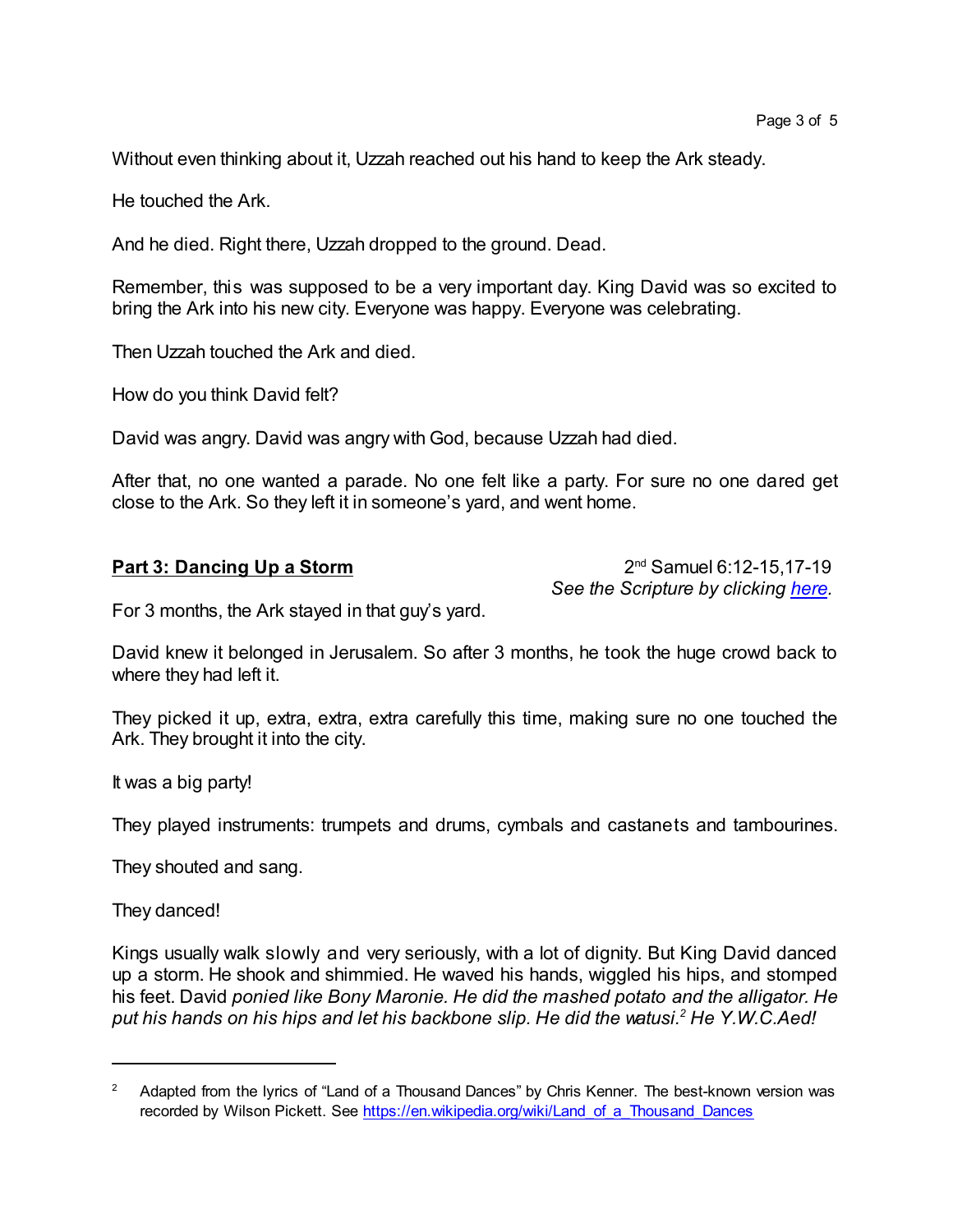Without even thinking about it, Uzzah reached out his hand to keep the Ark steady.

He touched the Ark.

And he died. Right there, Uzzah dropped to the ground. Dead.

Remember, this was supposed to be a very important day. King David was so excited to bring the Ark into his new city. Everyone was happy. Everyone was celebrating.

Then Uzzah touched the Ark and died.

How do you think David felt?

David was angry. David was angry with God, because Uzzah had died.

After that, no one wanted a parade. No one felt like a party. For sure no one dared get close to the Ark. So they left it in someone's yard, and went home.

## **Part 3: Dancing Up a Storm**

2nd Samuel 6:12-15,17-19
*See the Scripture by clicking [here](#).*

For 3 months, the Ark stayed in that guy's yard.

David knew it belonged in Jerusalem. So after 3 months, he took the huge crowd back to where they had left it.

They picked it up, extra, extra, extra carefully this time, making sure no one touched the Ark. They brought it into the city.

It was a big party!

They played instruments: trumpets and drums, cymbals and castanets and tambourines.

They shouted and sang.

They danced!

Kings usually walk slowly and very seriously, with a lot of dignity. But King David danced up a storm. He shook and shimmied. He waved his hands, wiggled his hips, and stomped his feet. David *ponied like Bony Maronie. He did the mashed potato and the alligator. He put his hands on his hips and let his backbone slip. He did the watusi.*[2] *He Y.W.C.Aed!*

---

[2] Adapted from the lyrics of "Land of a Thousand Dances" by Chris Kenner. The best-known version was recorded by Wilson Pickett. See https://en.wikipedia.org/wiki/Land_of_a_Thousand_Dances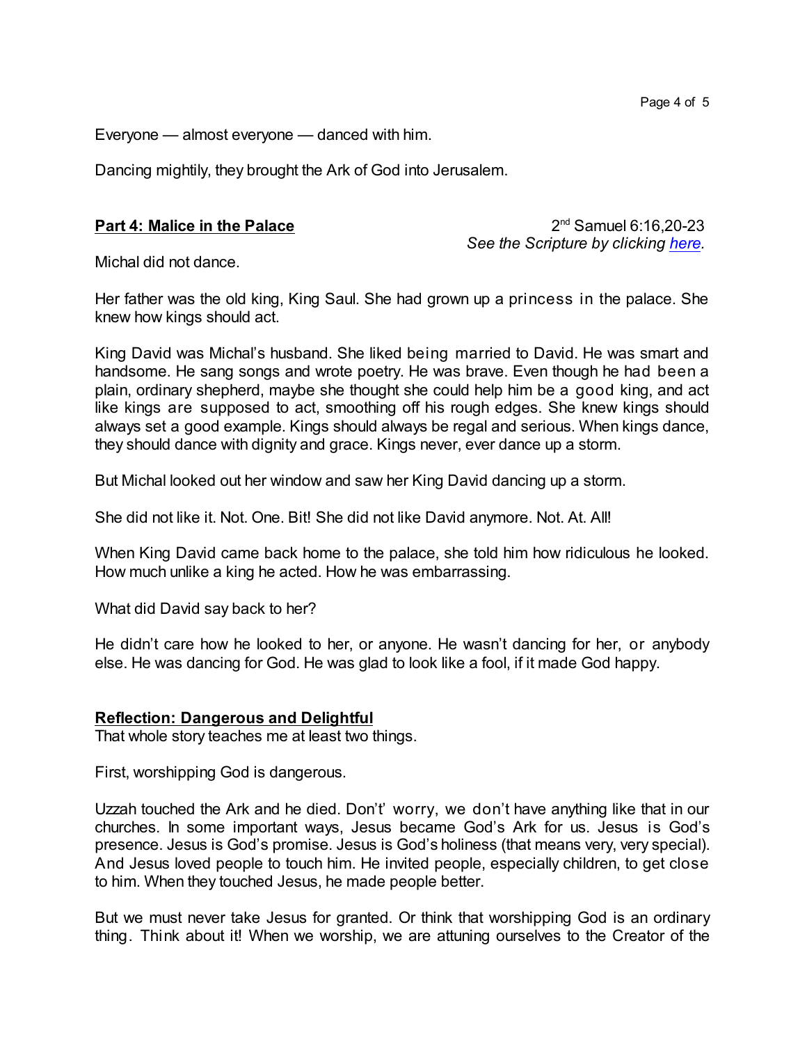Everyone — almost everyone — danced with him.

Dancing mightily, they brought the Ark of God into Jerusalem.

## Part 4: Malice in the Palace

2nd Samuel 6:16,20-23
*See the Scripture by clicking here.*

Michal did not dance.

Her father was the old king, King Saul. She had grown up a princess in the palace. She knew how kings should act.

King David was Michal's husband. She liked being married to David. He was smart and handsome. He sang songs and wrote poetry. He was brave. Even though he had been a plain, ordinary shepherd, maybe she thought she could help him be a good king, and act like kings are supposed to act, smoothing off his rough edges. She knew kings should always set a good example. Kings should always be regal and serious. When kings dance, they should dance with dignity and grace. Kings never, ever dance up a storm.

But Michal looked out her window and saw her King David dancing up a storm.

She did not like it. Not. One. Bit! She did not like David anymore. Not. At. All!

When King David came back home to the palace, she told him how ridiculous he looked. How much unlike a king he acted. How he was embarrassing.

What did David say back to her?

He didn't care how he looked to her, or anyone. He wasn't dancing for her, or anybody else. He was dancing for God. He was glad to look like a fool, if it made God happy.

## Reflection: Dangerous and Delightful

That whole story teaches me at least two things.

First, worshipping God is dangerous.

Uzzah touched the Ark and he died. Don't' worry, we don't have anything like that in our churches. In some important ways, Jesus became God's Ark for us. Jesus is God's presence. Jesus is God's promise. Jesus is God's holiness (that means very, very special). And Jesus loved people to touch him. He invited people, especially children, to get close to him. When they touched Jesus, he made people better.

But we must never take Jesus for granted. Or think that worshipping God is an ordinary thing. Think about it! When we worship, we are attuning ourselves to the Creator of the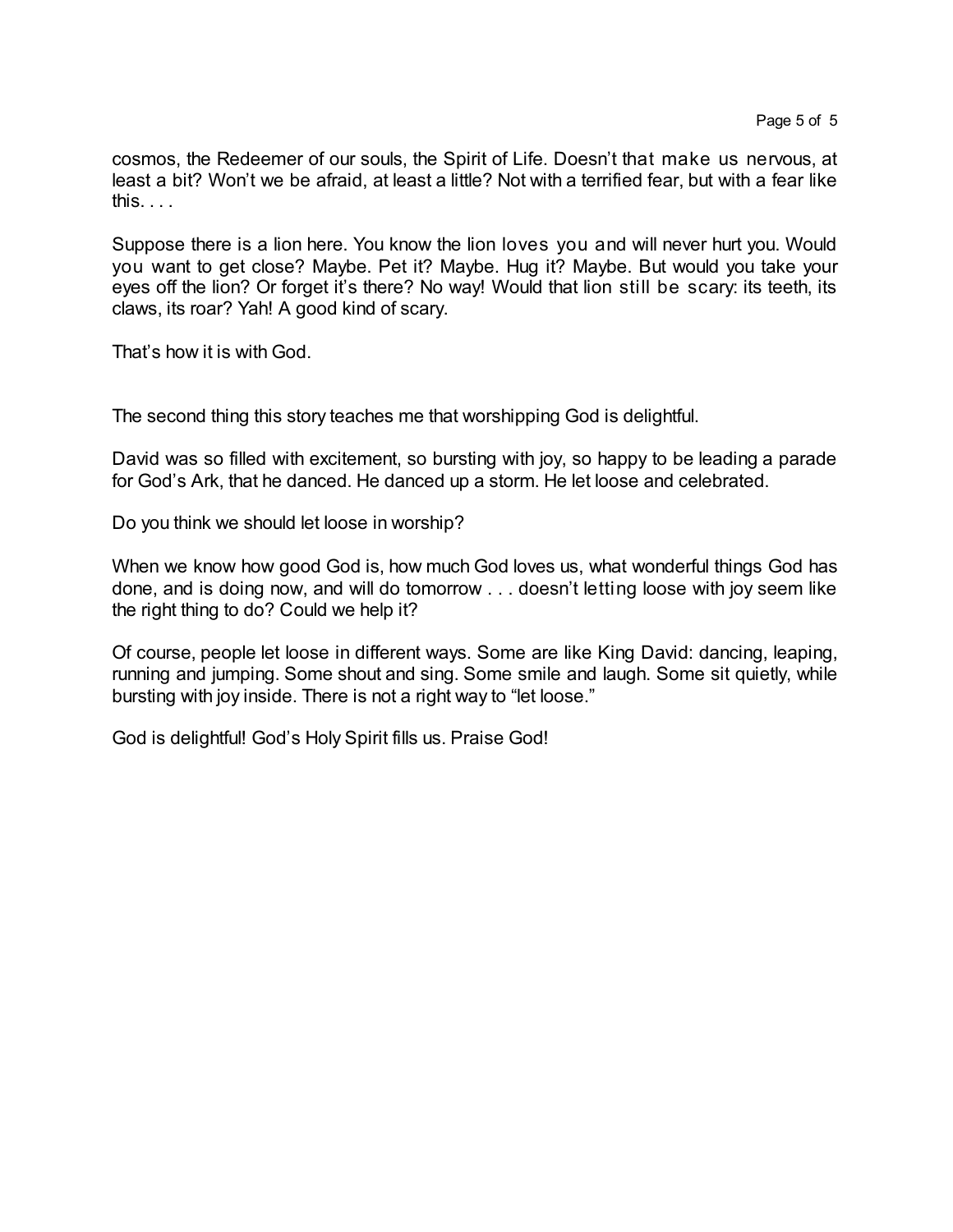cosmos, the Redeemer of our souls, the Spirit of Life. Doesn't that make us nervous, at least a bit? Won't we be afraid, at least a little? Not with a terrified fear, but with a fear like this. . . .

Suppose there is a lion here. You know the lion loves you and will never hurt you. Would you want to get close? Maybe. Pet it? Maybe. Hug it? Maybe. But would you take your eyes off the lion? Or forget it's there? No way! Would that lion still be scary: its teeth, its claws, its roar? Yah! A good kind of scary.

That's how it is with God.

The second thing this story teaches me that worshipping God is delightful.

David was so filled with excitement, so bursting with joy, so happy to be leading a parade for God's Ark, that he danced. He danced up a storm. He let loose and celebrated.

Do you think we should let loose in worship?

When we know how good God is, how much God loves us, what wonderful things God has done, and is doing now, and will do tomorrow . . . doesn't letting loose with joy seem like the right thing to do? Could we help it?

Of course, people let loose in different ways. Some are like King David: dancing, leaping, running and jumping. Some shout and sing. Some smile and laugh. Some sit quietly, while bursting with joy inside. There is not a right way to "let loose."

God is delightful! God's Holy Spirit fills us. Praise God!